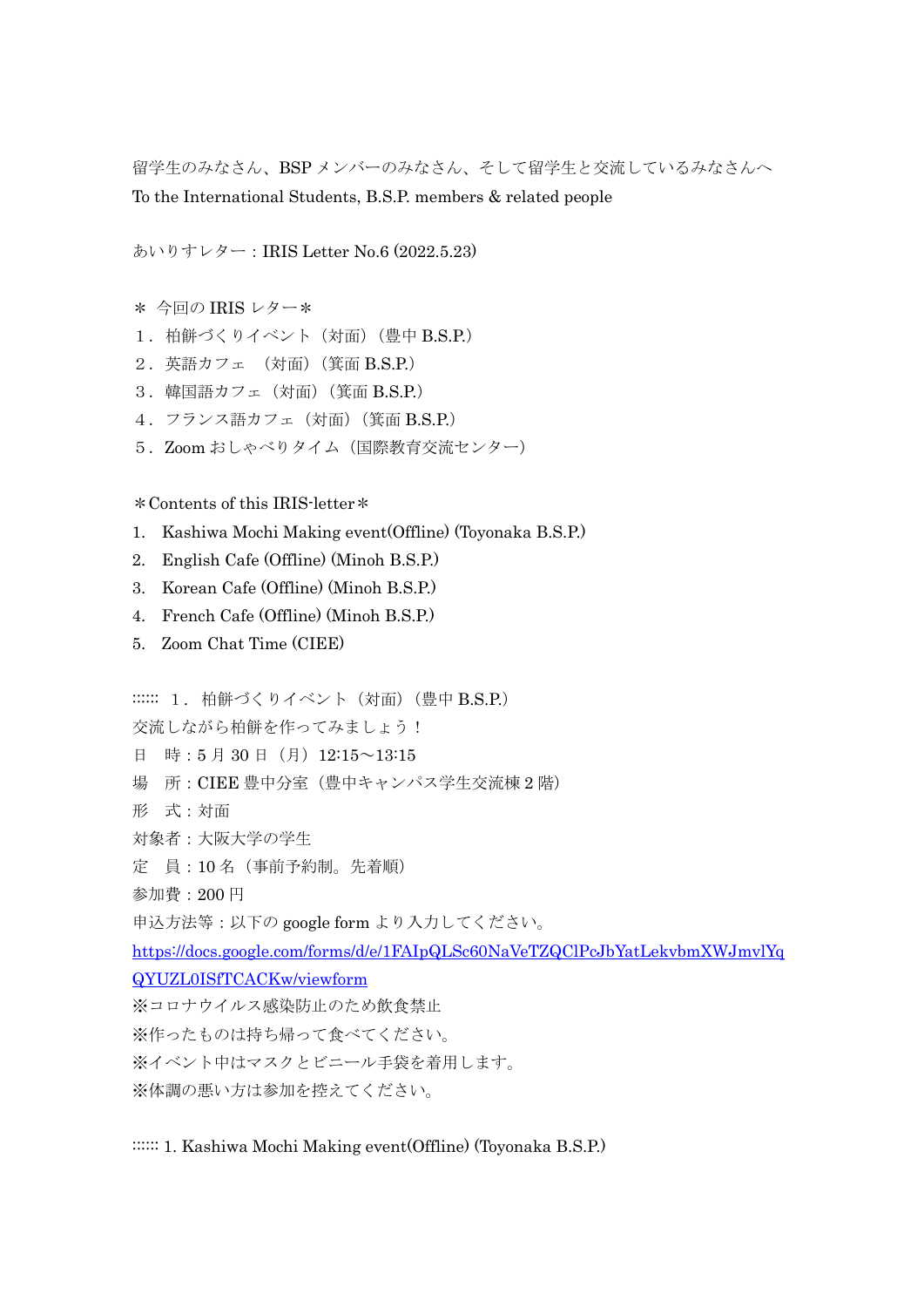留学生のみなさん、BSP メンバーのみなさん、そして留学生と交流しているみなさんへ
To the International Students, B.S.P. members & related people

あいりすレター：IRIS Letter No.6 (2022.5.23)

＊ 今回の IRIS レター＊
１．柏餅づくりイベント（対面）（豊中 B.S.P.）
２．英語カフェ （対面）（箕面 B.S.P.）
３．韓国語カフェ（対面）（箕面 B.S.P.）
４．フランス語カフェ（対面）（箕面 B.S.P.）
５．Zoom おしゃべりタイム（国際教育交流センター）

＊Contents of this IRIS-letter＊
1. Kashiwa Mochi Making event(Offline) (Toyonaka B.S.P.)
2. English Cafe (Offline) (Minoh B.S.P.)
3. Korean Cafe (Offline) (Minoh B.S.P.)
4. French Cafe (Offline) (Minoh B.S.P.)
5. Zoom Chat Time (CIEE)

:::::: １．柏餅づくりイベント（対面）（豊中 B.S.P.）
交流しながら柏餅を作ってみましょう！
日 時：5 月 30 日（月）12:15～13:15
場 所：CIEE 豊中分室（豊中キャンパス学生交流棟 2 階）
形 式：対面
対象者：大阪大学の学生
定 員：10 名（事前予約制。先着順）
参加費：200 円
申込方法等：以下の google form より入力してください。
https://docs.google.com/forms/d/e/1FAIpQLSc60NaVeTZQClPcJbYatLekvbmXWJmvlYqQYUZL0ISfTCACKw/viewform
※コロナウイルス感染防止のため飲食禁止
※作ったものは持ち帰って食べてください。
※イベント中はマスクとビニール手袋を着用します。
※体調の悪い方は参加を控えてください。

:::::: 1. Kashiwa Mochi Making event(Offline) (Toyonaka B.S.P.)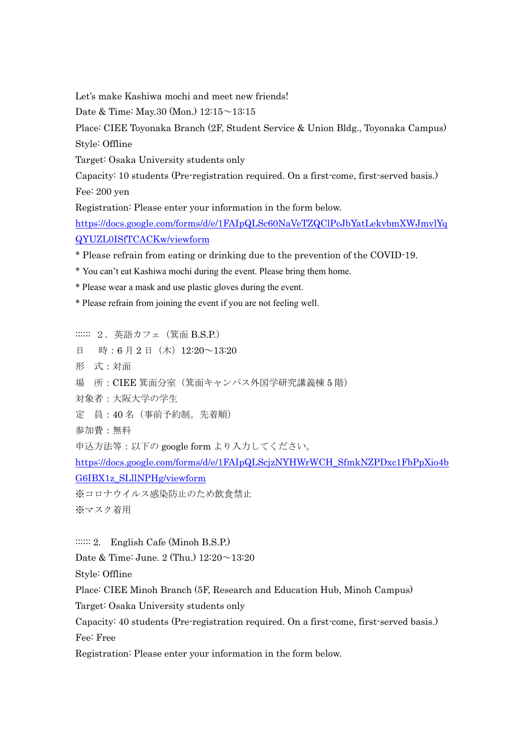Let's make Kashiwa mochi and meet new friends!

Date & Time: May.30 (Mon.) 12:15～13:15

Place: CIEE Toyonaka Branch (2F, Student Service & Union Bldg., Toyonaka Campus)

Style: Offline

Target: Osaka University students only

Capacity: 10 students (Pre-registration required. On a first-come, first-served basis.)

Fee: 200 yen

Registration: Please enter your information in the form below.

https://docs.google.com/forms/d/e/1FAIpQLSc60NaVeTZQClPcJbYatLekvbmXWJmvlYqQYUZL0ISfTCACKw/viewform

* Please refrain from eating or drinking due to the prevention of the COVID-19.
* You can't eat Kashiwa mochi during the event. Please bring them home.
* Please wear a mask and use plastic gloves during the event.
* Please refrain from joining the event if you are not feeling well.

:::::: ２．英語カフェ（箕面 B.S.P.）

日　時：6 月 2 日（木）12:20～13:20

形　式：対面

場　所：CIEE 箕面分室（箕面キャンパス外国学研究講義棟 5 階）

対象者：大阪大学の学生

定　員：40 名（事前予約制。先着順）

参加費：無料

申込方法等：以下の google form より入力してください。

https://docs.google.com/forms/d/e/1FAIpQLScjzNYHWrWCH_SfmkNZPDxc1FbPpXio4bG6IBX1z_SLllNPHg/viewform

※コロナウイルス感染防止のため飲食禁止

※マスク着用

:::::: 2.　English Cafe (Minoh B.S.P.)

Date & Time: June. 2 (Thu.) 12:20～13:20

Style: Offline

Place: CIEE Minoh Branch (5F, Research and Education Hub, Minoh Campus)

Target: Osaka University students only

Capacity: 40 students (Pre-registration required. On a first-come, first-served basis.)

Fee: Free

Registration: Please enter your information in the form below.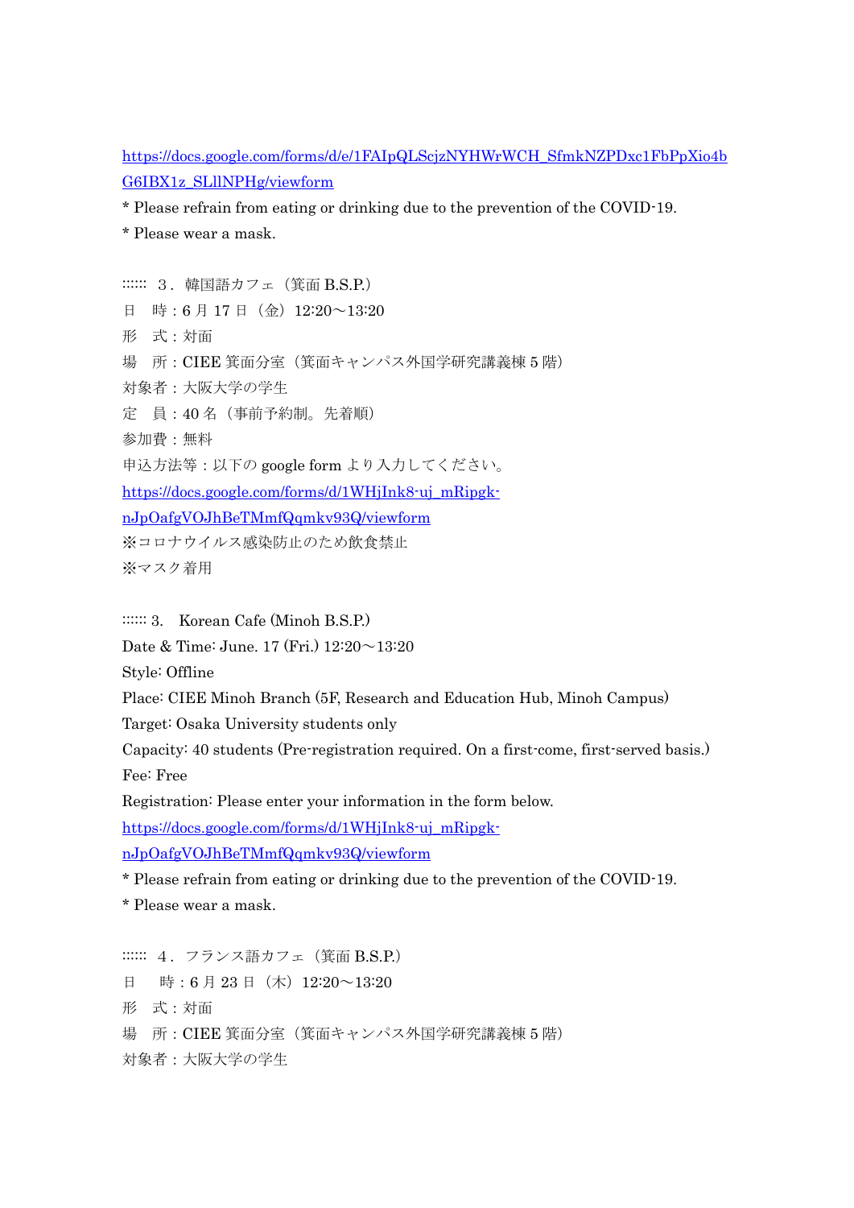https://docs.google.com/forms/d/e/1FAIpQLScjzNYHWrWCH_SfmkNZPDxc1FbPpXio4bG6IBX1z_SLllNPHg/viewform

* Please refrain from eating or drinking due to the prevention of the COVID-19.

* Please wear a mask.

:::::: ３．韓国語カフェ（箕面 B.S.P.）

日　時：6 月 17 日（金）12:20～13:20

形　式：対面

場　所：CIEE 箕面分室（箕面キャンパス外国学研究講義棟 5 階）

対象者：大阪大学の学生

定　員：40 名（事前予約制。先着順）

参加費：無料

申込方法等：以下の google form より入力してください。

https://docs.google.com/forms/d/1WHjInk8-uj_mRipgk-nJpOafgVOJhBeTMmfQqmkv93Q/viewform

※コロナウイルス感染防止のため飲食禁止

※マスク着用

:::::: 3.　Korean Cafe (Minoh B.S.P.)

Date & Time: June. 17 (Fri.) 12:20～13:20

Style: Offline

Place: CIEE Minoh Branch (5F, Research and Education Hub, Minoh Campus)

Target: Osaka University students only

Capacity: 40 students (Pre-registration required. On a first-come, first-served basis.)

Fee: Free

Registration: Please enter your information in the form below.

https://docs.google.com/forms/d/1WHjInk8-uj_mRipgk-nJpOafgVOJhBeTMmfQqmkv93Q/viewform

* Please refrain from eating or drinking due to the prevention of the COVID-19.

* Please wear a mask.

:::::: ４．フランス語カフェ（箕面 B.S.P.）

日　時：6 月 23 日（木）12:20～13:20

形　式：対面

場　所：CIEE 箕面分室（箕面キャンパス外国学研究講義棟 5 階）

対象者：大阪大学の学生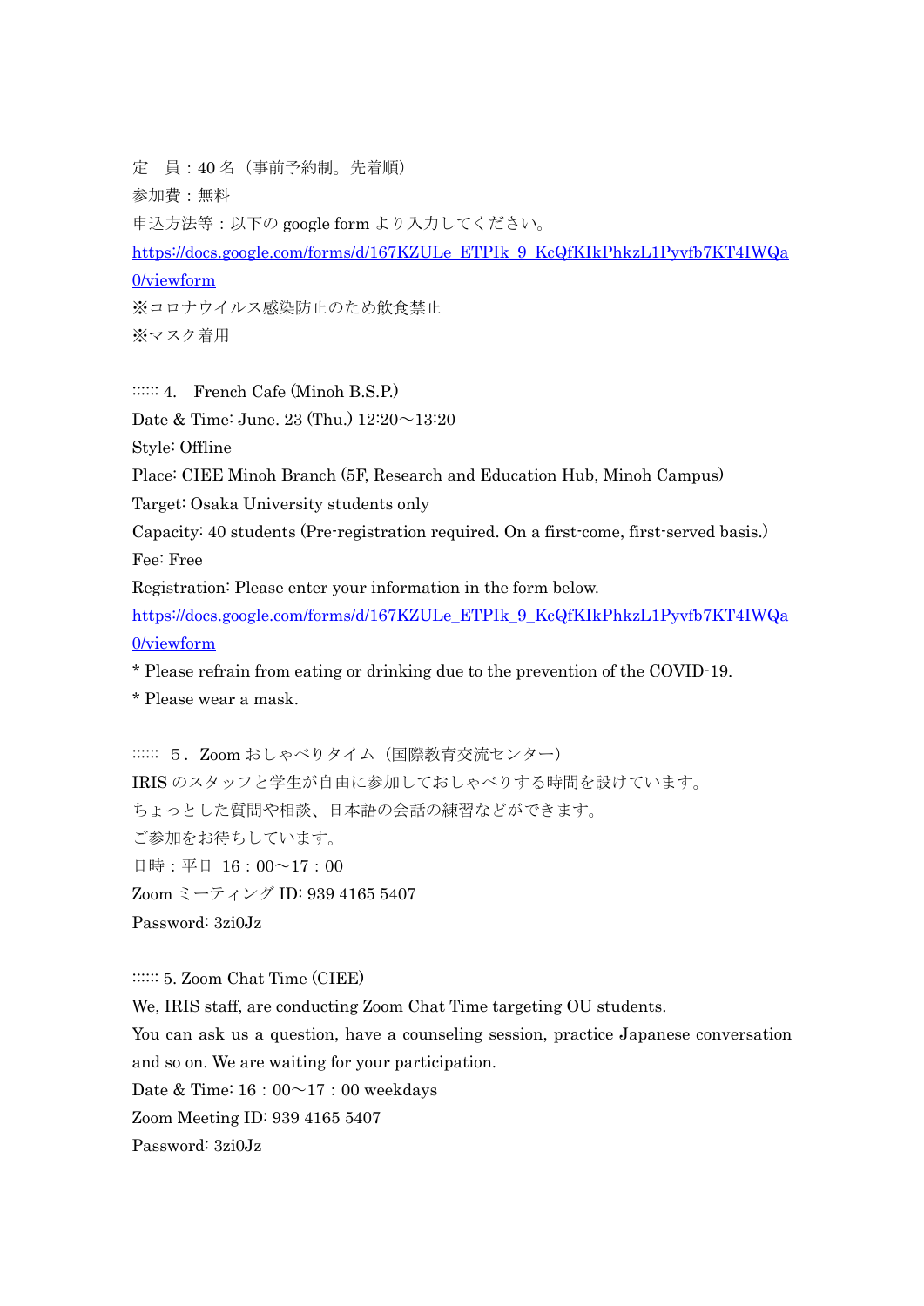定　員：40 名（事前予約制。先着順）

参加費：無料

申込方法等：以下の google form より入力してください。

https://docs.google.com/forms/d/167KZULe_ETPIk_9_KcQfKIkPhkzL1Pyvfb7KT4IWQa0/viewform

※コロナウイルス感染防止のため飲食禁止

※マスク着用

:::::: 4.　French Cafe (Minoh B.S.P.)

Date & Time: June. 23 (Thu.) 12:20～13:20

Style: Offline

Place: CIEE Minoh Branch (5F, Research and Education Hub, Minoh Campus)

Target: Osaka University students only

Capacity: 40 students (Pre-registration required. On a first-come, first-served basis.)

Fee: Free

Registration: Please enter your information in the form below.

https://docs.google.com/forms/d/167KZULe_ETPIk_9_KcQfKIkPhkzL1Pyvfb7KT4IWQa0/viewform

* Please refrain from eating or drinking due to the prevention of the COVID-19.

* Please wear a mask.

::::::　５．Zoom おしゃべりタイム（国際教育交流センター）

IRIS のスタッフと学生が自由に参加しておしゃべりする時間を設けています。

ちょっとした質問や相談、日本語の会話の練習などができます。

ご参加をお待ちしています。

日時：平日　16：00～17：00

Zoom ミーティング ID: 939 4165 5407

Password: 3zi0Jz

:::::: 5. Zoom Chat Time (CIEE)

We, IRIS staff, are conducting Zoom Chat Time targeting OU students.

You can ask us a question, have a counseling session, practice Japanese conversation and so on. We are waiting for your participation.

Date & Time: 16：00～17：00 weekdays

Zoom Meeting ID: 939 4165 5407

Password: 3zi0Jz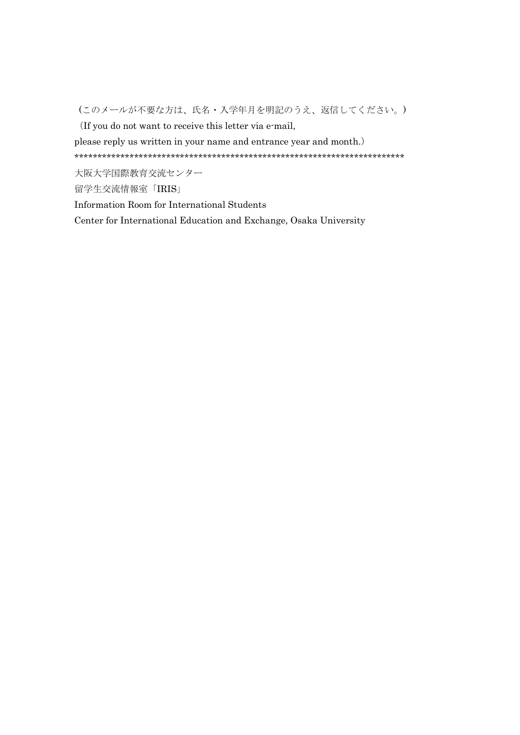（このメールが不要な方は、氏名・入学年月を明記のうえ、返信してください。）

（If you do not want to receive this letter via e-mail,

please reply us written in your name and entrance year and month.）

************************************************************************

大阪大学国際教育交流センター

留学生交流情報室「IRIS」

Information Room for International Students

Center for International Education and Exchange, Osaka University